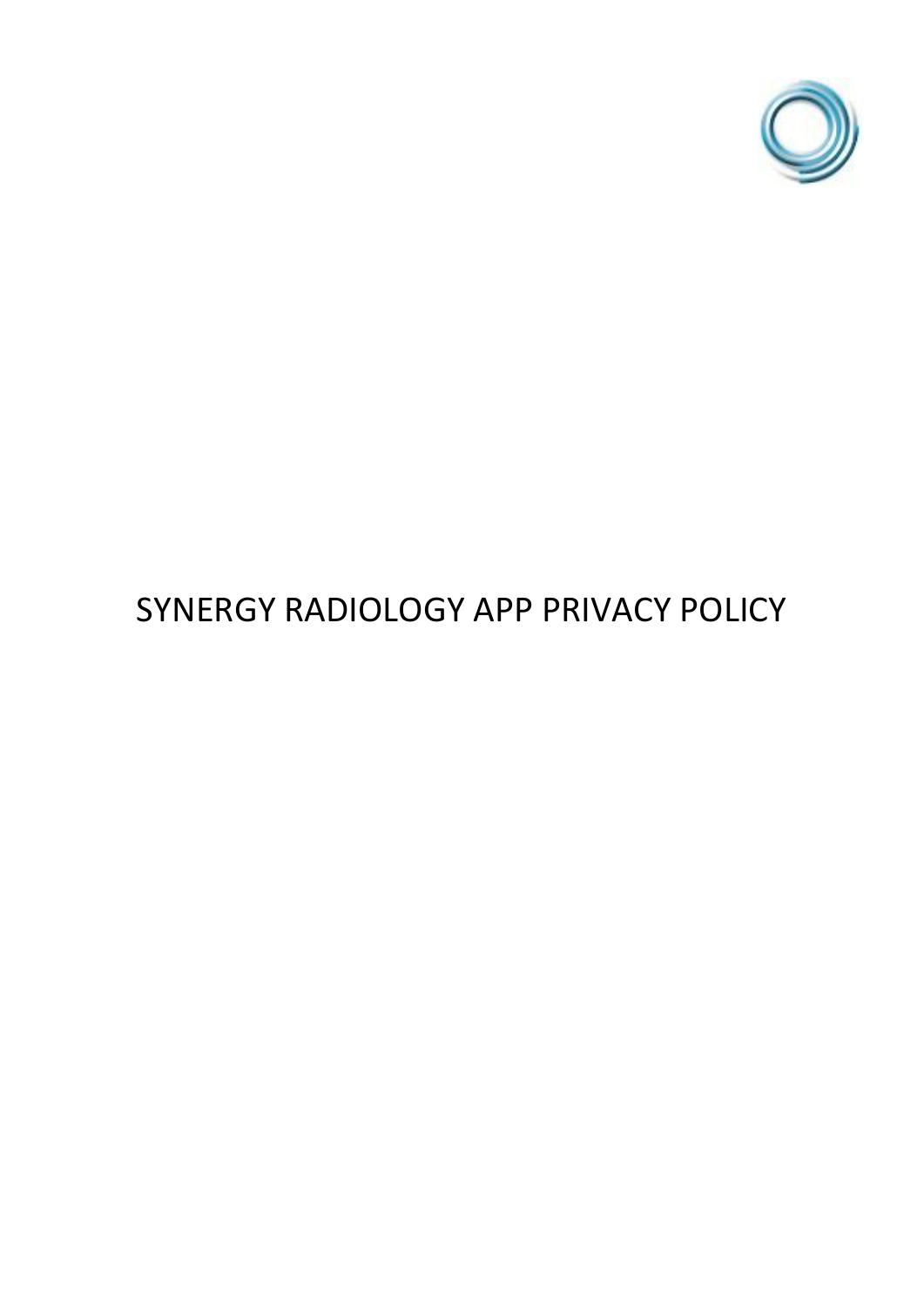# SYNERGY RADIOLOGY APP PRIVACY POLICY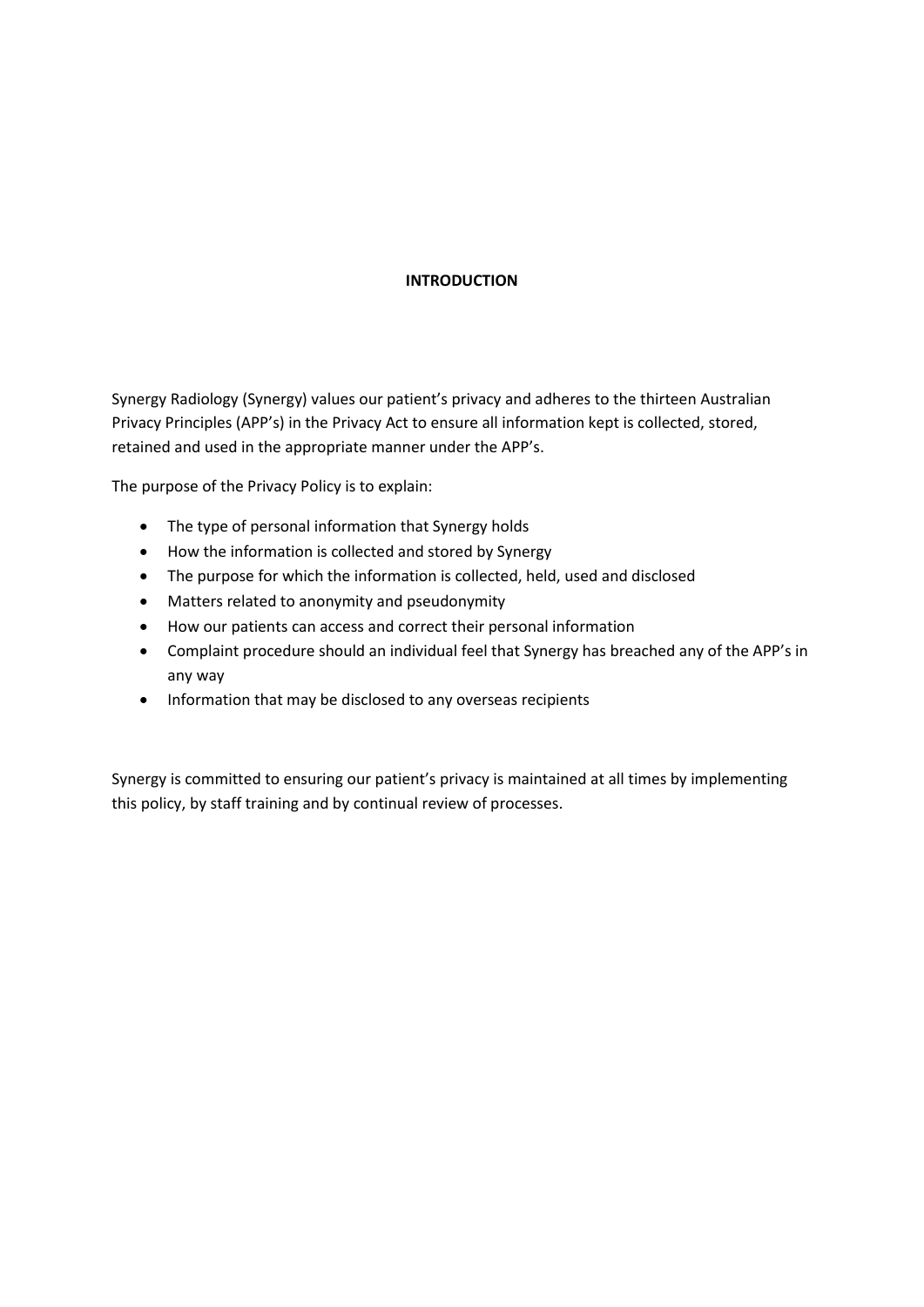## INTRODUCTION

Synergy Radiology (Synergy) values our patient's privacy and adheres to the thirteen Australian Privacy Principles (APP's) in the Privacy Act to ensure all information kept is collected, stored, retained and used in the appropriate manner under the APP's.

The purpose of the Privacy Policy is to explain:

- The type of personal information that Synergy holds
- How the information is collected and stored by Synergy
- The purpose for which the information is collected, held, used and disclosed
- Matters related to anonymity and pseudonymity
- How our patients can access and correct their personal information
- Complaint procedure should an individual feel that Synergy has breached any of the APP's in any way
- Information that may be disclosed to any overseas recipients

Synergy is committed to ensuring our patient's privacy is maintained at all times by implementing this policy, by staff training and by continual review of processes.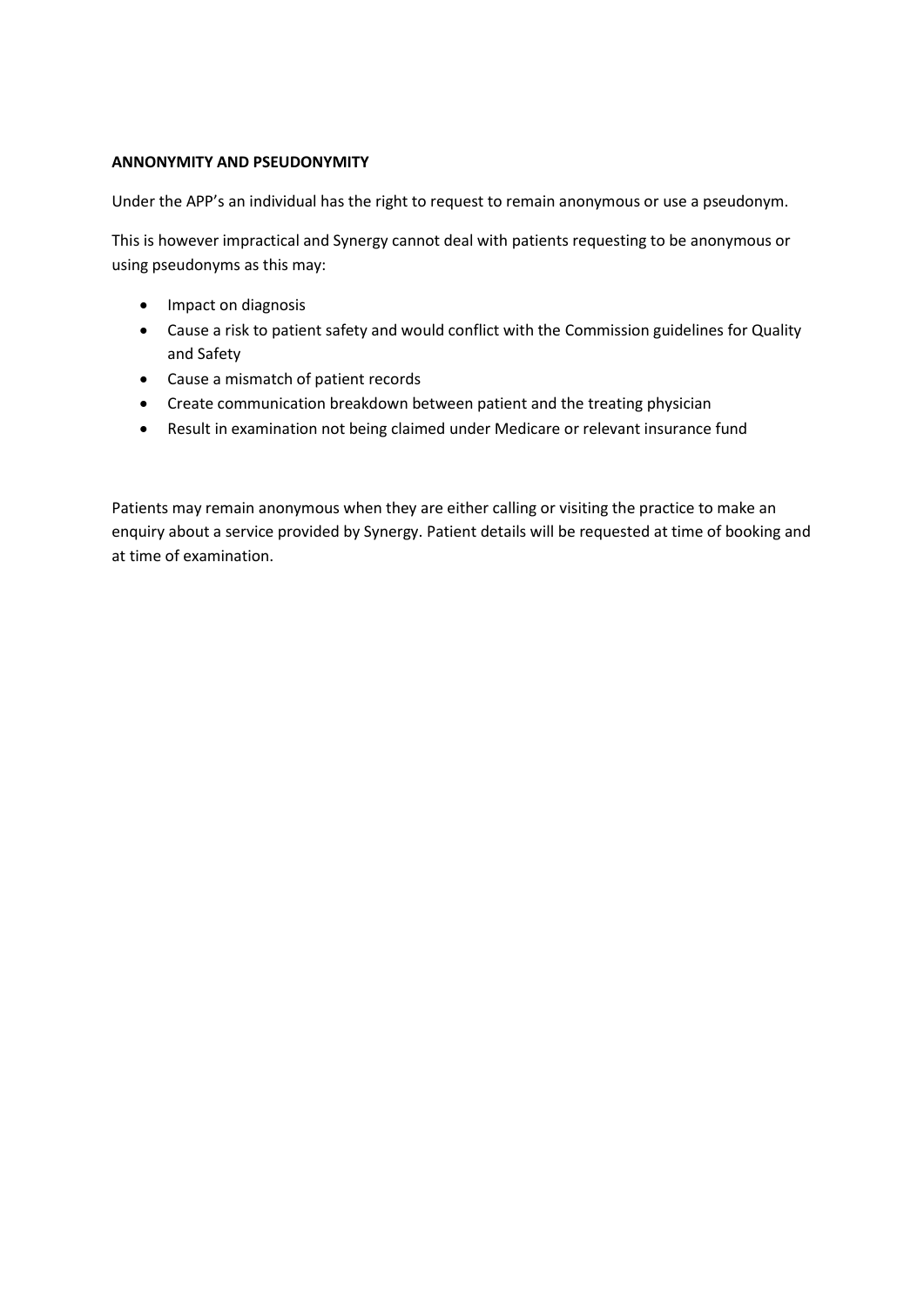**ANNONYMITY AND PSEUDONYMITY**

Under the APP's an individual has the right to request to remain anonymous or use a pseudonym.

This is however impractical and Synergy cannot deal with patients requesting to be anonymous or using pseudonyms as this may:

- Impact on diagnosis
- Cause a risk to patient safety and would conflict with the Commission guidelines for Quality and Safety
- Cause a mismatch of patient records
- Create communication breakdown between patient and the treating physician
- Result in examination not being claimed under Medicare or relevant insurance fund

Patients may remain anonymous when they are either calling or visiting the practice to make an enquiry about a service provided by Synergy. Patient details will be requested at time of booking and at time of examination.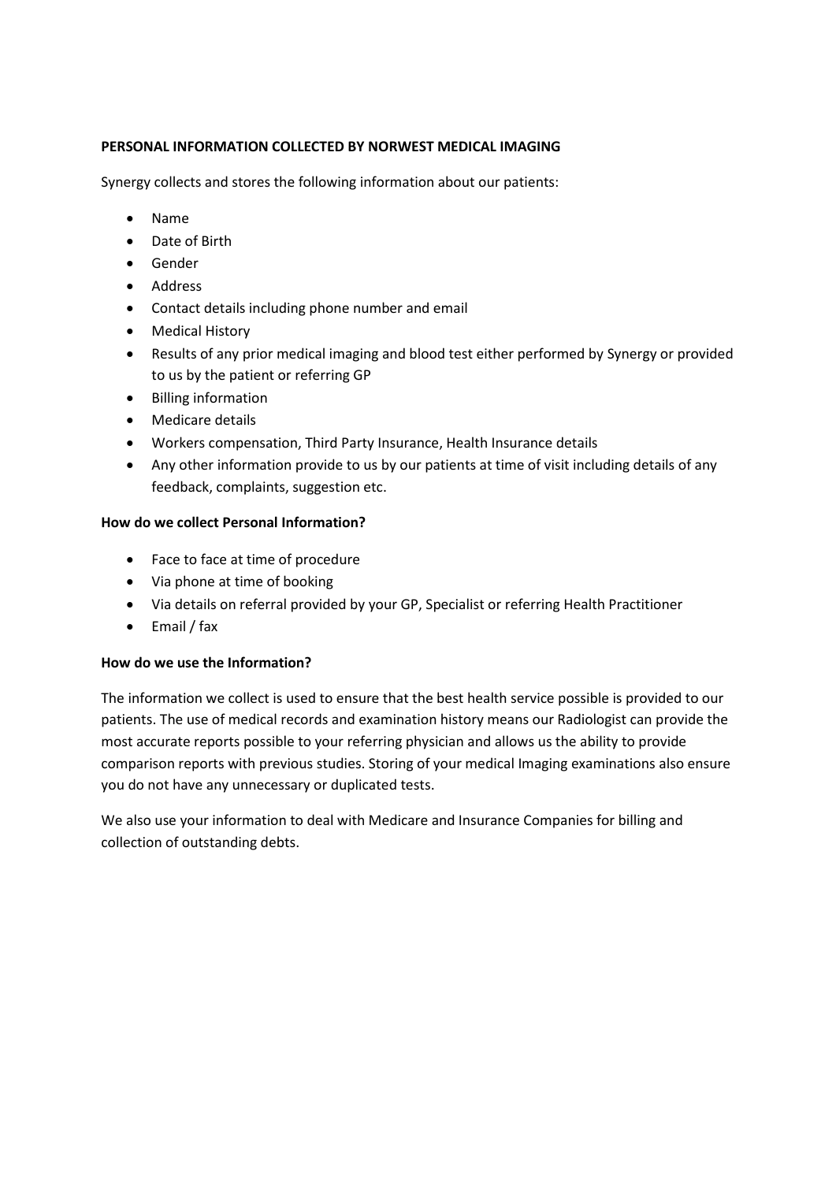**PERSONAL INFORMATION COLLECTED BY NORWEST MEDICAL IMAGING**

Synergy collects and stores the following information about our patients:

- Name
- Date of Birth
- Gender
- Address
- Contact details including phone number and email
- Medical History
- Results of any prior medical imaging and blood test either performed by Synergy or provided to us by the patient or referring GP
- Billing information
- Medicare details
- Workers compensation, Third Party Insurance, Health Insurance details
- Any other information provide to us by our patients at time of visit including details of any feedback, complaints, suggestion etc.

**How do we collect Personal Information?**

- Face to face at time of procedure
- Via phone at time of booking
- Via details on referral provided by your GP, Specialist or referring Health Practitioner
- Email / fax

**How do we use the Information?**

The information we collect is used to ensure that the best health service possible is provided to our patients. The use of medical records and examination history means our Radiologist can provide the most accurate reports possible to your referring physician and allows us the ability to provide comparison reports with previous studies. Storing of your medical Imaging examinations also ensure you do not have any unnecessary or duplicated tests.

We also use your information to deal with Medicare and Insurance Companies for billing and collection of outstanding debts.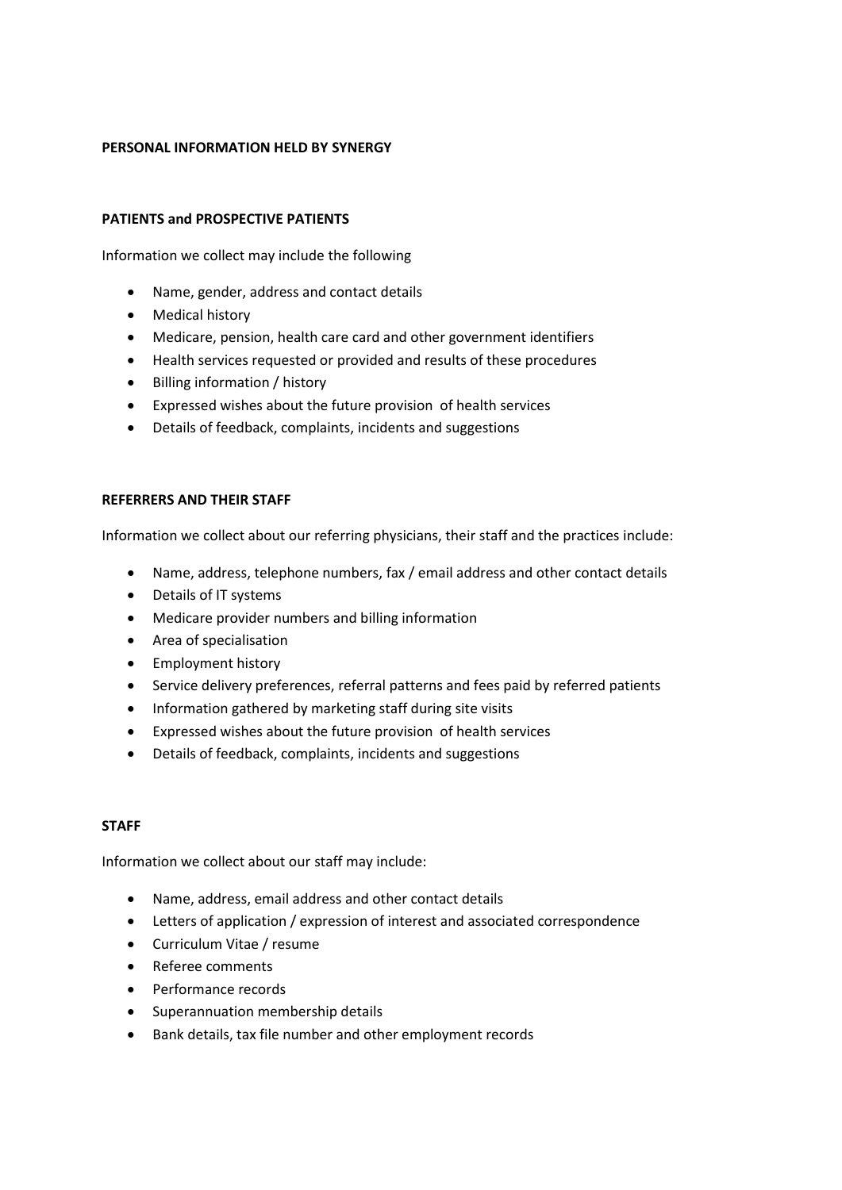**PERSONAL INFORMATION HELD BY SYNERGY**

**PATIENTS and PROSPECTIVE PATIENTS**

Information we collect may include the following

- Name, gender, address and contact details
- Medical history
- Medicare, pension, health care card and other government identifiers
- Health services requested or provided and results of these procedures
- Billing information / history
- Expressed wishes about the future provision of health services
- Details of feedback, complaints, incidents and suggestions

**REFERRERS AND THEIR STAFF**

Information we collect about our referring physicians, their staff and the practices include:

- Name, address, telephone numbers, fax / email address and other contact details
- Details of IT systems
- Medicare provider numbers and billing information
- Area of specialisation
- Employment history
- Service delivery preferences, referral patterns and fees paid by referred patients
- Information gathered by marketing staff during site visits
- Expressed wishes about the future provision of health services
- Details of feedback, complaints, incidents and suggestions

**STAFF**

Information we collect about our staff may include:

- Name, address, email address and other contact details
- Letters of application / expression of interest and associated correspondence
- Curriculum Vitae / resume
- Referee comments
- Performance records
- Superannuation membership details
- Bank details, tax file number and other employment records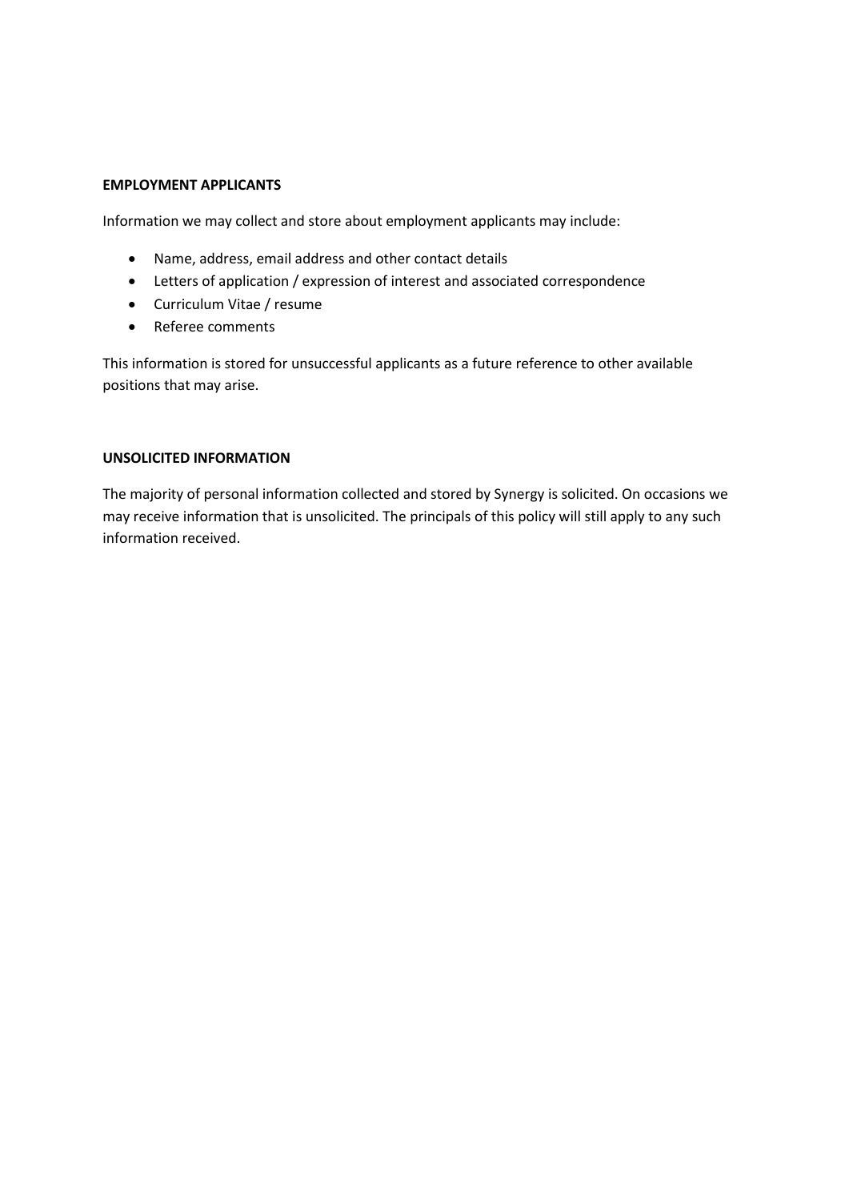**EMPLOYMENT APPLICANTS**

Information we may collect and store about employment applicants may include:

- Name, address, email address and other contact details
- Letters of application / expression of interest and associated correspondence
- Curriculum Vitae / resume
- Referee comments

This information is stored for unsuccessful applicants as a future reference to other available positions that may arise.

**UNSOLICITED INFORMATION**

The majority of personal information collected and stored by Synergy is solicited. On occasions we may receive information that is unsolicited. The principals of this policy will still apply to any such information received.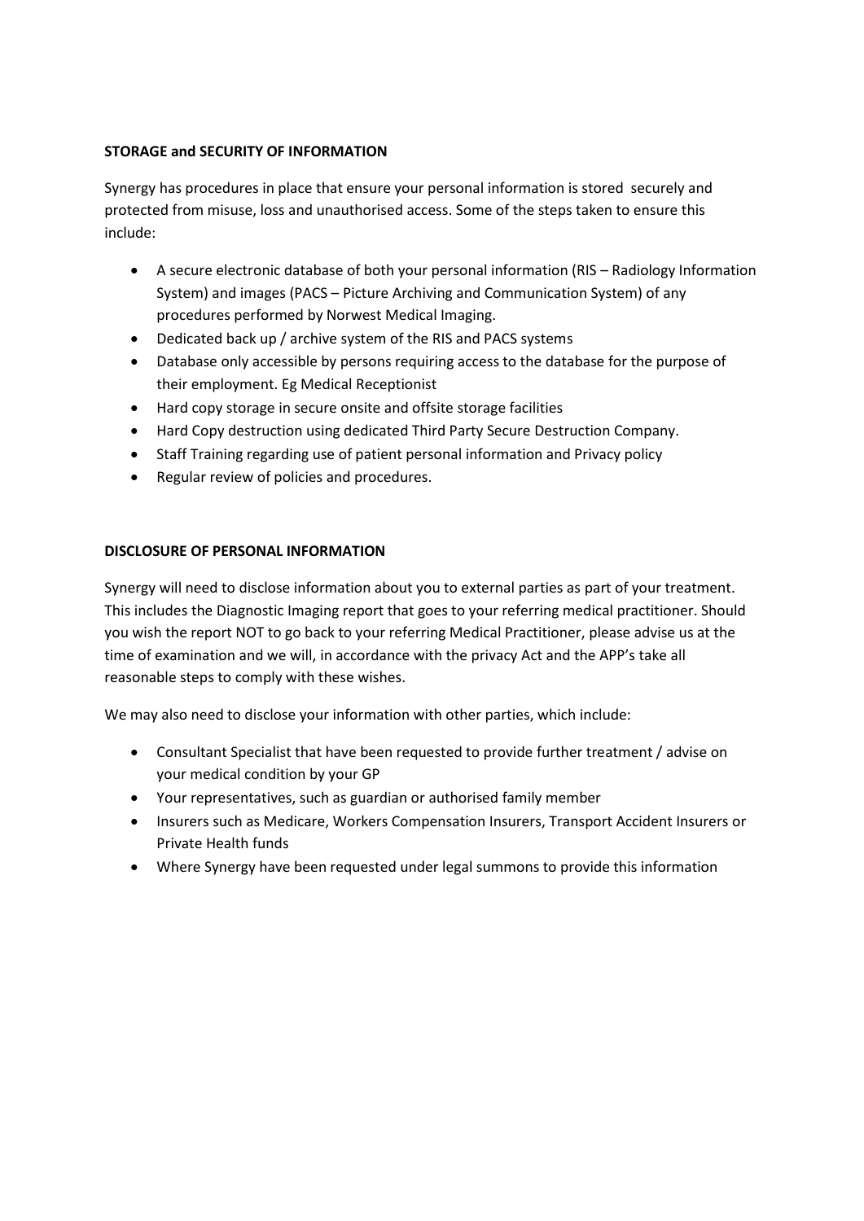**STORAGE and SECURITY OF INFORMATION**

Synergy has procedures in place that ensure your personal information is stored securely and protected from misuse, loss and unauthorised access. Some of the steps taken to ensure this include:

- A secure electronic database of both your personal information (RIS – Radiology Information System) and images (PACS – Picture Archiving and Communication System) of any procedures performed by Norwest Medical Imaging.
- Dedicated back up / archive system of the RIS and PACS systems
- Database only accessible by persons requiring access to the database for the purpose of their employment. Eg Medical Receptionist
- Hard copy storage in secure onsite and offsite storage facilities
- Hard Copy destruction using dedicated Third Party Secure Destruction Company.
- Staff Training regarding use of patient personal information and Privacy policy
- Regular review of policies and procedures.

**DISCLOSURE OF PERSONAL INFORMATION**

Synergy will need to disclose information about you to external parties as part of your treatment. This includes the Diagnostic Imaging report that goes to your referring medical practitioner. Should you wish the report NOT to go back to your referring Medical Practitioner, please advise us at the time of examination and we will, in accordance with the privacy Act and the APP's take all reasonable steps to comply with these wishes.

We may also need to disclose your information with other parties, which include:

- Consultant Specialist that have been requested to provide further treatment / advise on your medical condition by your GP
- Your representatives, such as guardian or authorised family member
- Insurers such as Medicare, Workers Compensation Insurers, Transport Accident Insurers or Private Health funds
- Where Synergy have been requested under legal summons to provide this information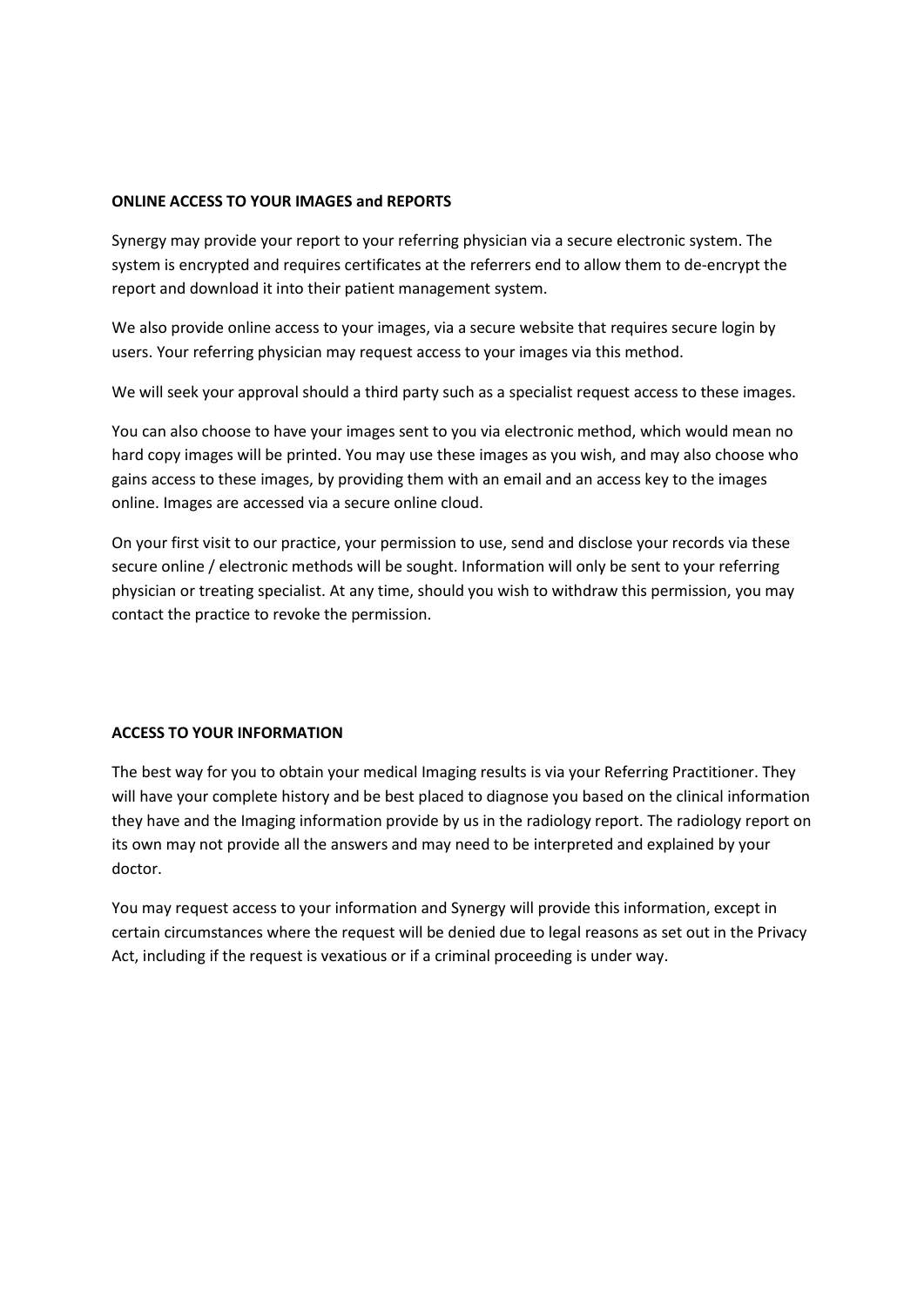**ONLINE ACCESS TO YOUR IMAGES and REPORTS**

Synergy may provide your report to your referring physician via a secure electronic system. The system is encrypted and requires certificates at the referrers end to allow them to de-encrypt the report and download it into their patient management system.

We also provide online access to your images, via a secure website that requires secure login by users. Your referring physician may request access to your images via this method.

We will seek your approval should a third party such as a specialist request access to these images.

You can also choose to have your images sent to you via electronic method, which would mean no hard copy images will be printed. You may use these images as you wish, and may also choose who gains access to these images, by providing them with an email and an access key to the images online. Images are accessed via a secure online cloud.

On your first visit to our practice, your permission to use, send and disclose your records via these secure online / electronic methods will be sought. Information will only be sent to your referring physician or treating specialist. At any time, should you wish to withdraw this permission, you may contact the practice to revoke the permission.

**ACCESS TO YOUR INFORMATION**

The best way for you to obtain your medical Imaging results is via your Referring Practitioner. They will have your complete history and be best placed to diagnose you based on the clinical information they have and the Imaging information provide by us in the radiology report. The radiology report on its own may not provide all the answers and may need to be interpreted and explained by your doctor.

You may request access to your information and Synergy will provide this information, except in certain circumstances where the request will be denied due to legal reasons as set out in the Privacy Act, including if the request is vexatious or if a criminal proceeding is under way.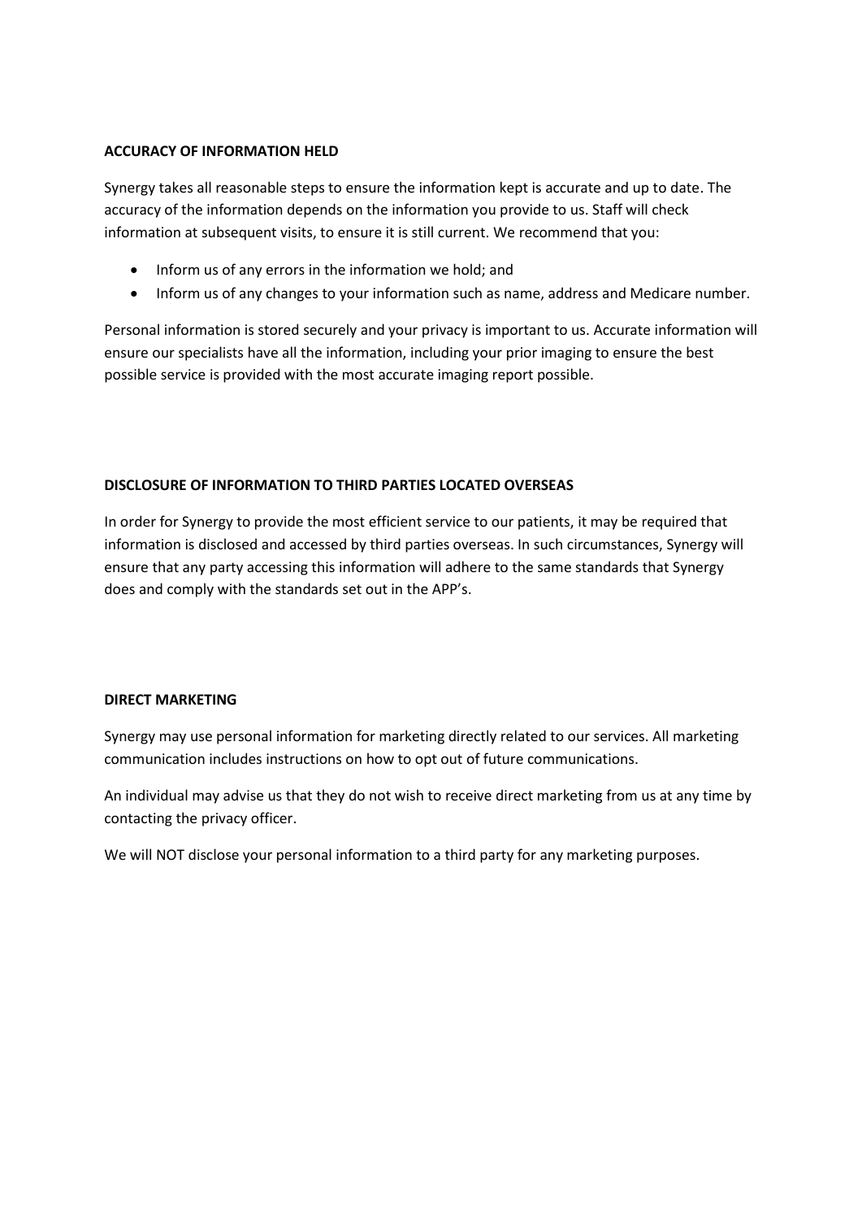**ACCURACY OF INFORMATION HELD**

Synergy takes all reasonable steps to ensure the information kept is accurate and up to date. The accuracy of the information depends on the information you provide to us. Staff will check information at subsequent visits, to ensure it is still current. We recommend that you:

- Inform us of any errors in the information we hold; and
- Inform us of any changes to your information such as name, address and Medicare number.

Personal information is stored securely and your privacy is important to us. Accurate information will ensure our specialists have all the information, including your prior imaging to ensure the best possible service is provided with the most accurate imaging report possible.

**DISCLOSURE OF INFORMATION TO THIRD PARTIES LOCATED OVERSEAS**

In order for Synergy to provide the most efficient service to our patients, it may be required that information is disclosed and accessed by third parties overseas. In such circumstances, Synergy will ensure that any party accessing this information will adhere to the same standards that Synergy does and comply with the standards set out in the APP's.

**DIRECT MARKETING**

Synergy may use personal information for marketing directly related to our services. All marketing communication includes instructions on how to opt out of future communications.

An individual may advise us that they do not wish to receive direct marketing from us at any time by contacting the privacy officer.

We will NOT disclose your personal information to a third party for any marketing purposes.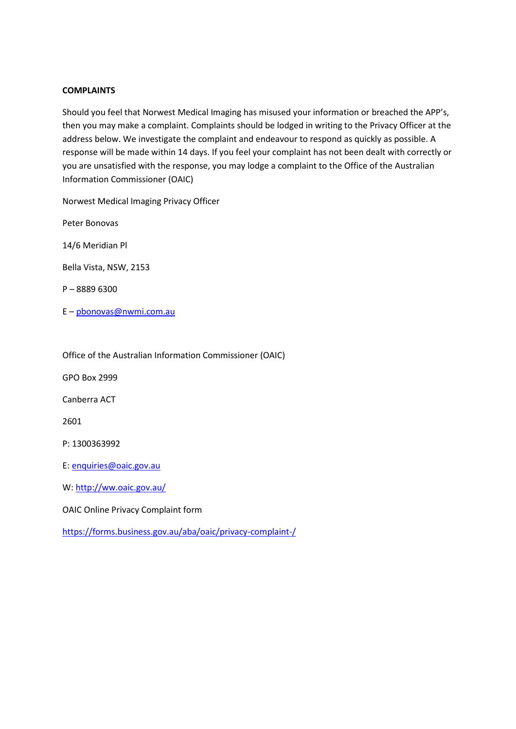**COMPLAINTS**

Should you feel that Norwest Medical Imaging has misused your information or breached the APP's, then you may make a complaint. Complaints should be lodged in writing to the Privacy Officer at the address below. We investigate the complaint and endeavour to respond as quickly as possible. A response will be made within 14 days. If you feel your complaint has not been dealt with correctly or you are unsatisfied with the response, you may lodge a complaint to the Office of the Australian Information Commissioner (OAIC)

Norwest Medical Imaging Privacy Officer

Peter Bonovas

14/6 Meridian Pl

Bella Vista, NSW, 2153

P – 8889 6300

E – pbonovas@nwmi.com.au

Office of the Australian Information Commissioner (OAIC)

GPO Box 2999

Canberra ACT

2601

P: 1300363992

E: enquiries@oaic.gov.au

W: http://ww.oaic.gov.au/

OAIC Online Privacy Complaint form

https://forms.business.gov.au/aba/oaic/privacy-complaint-/